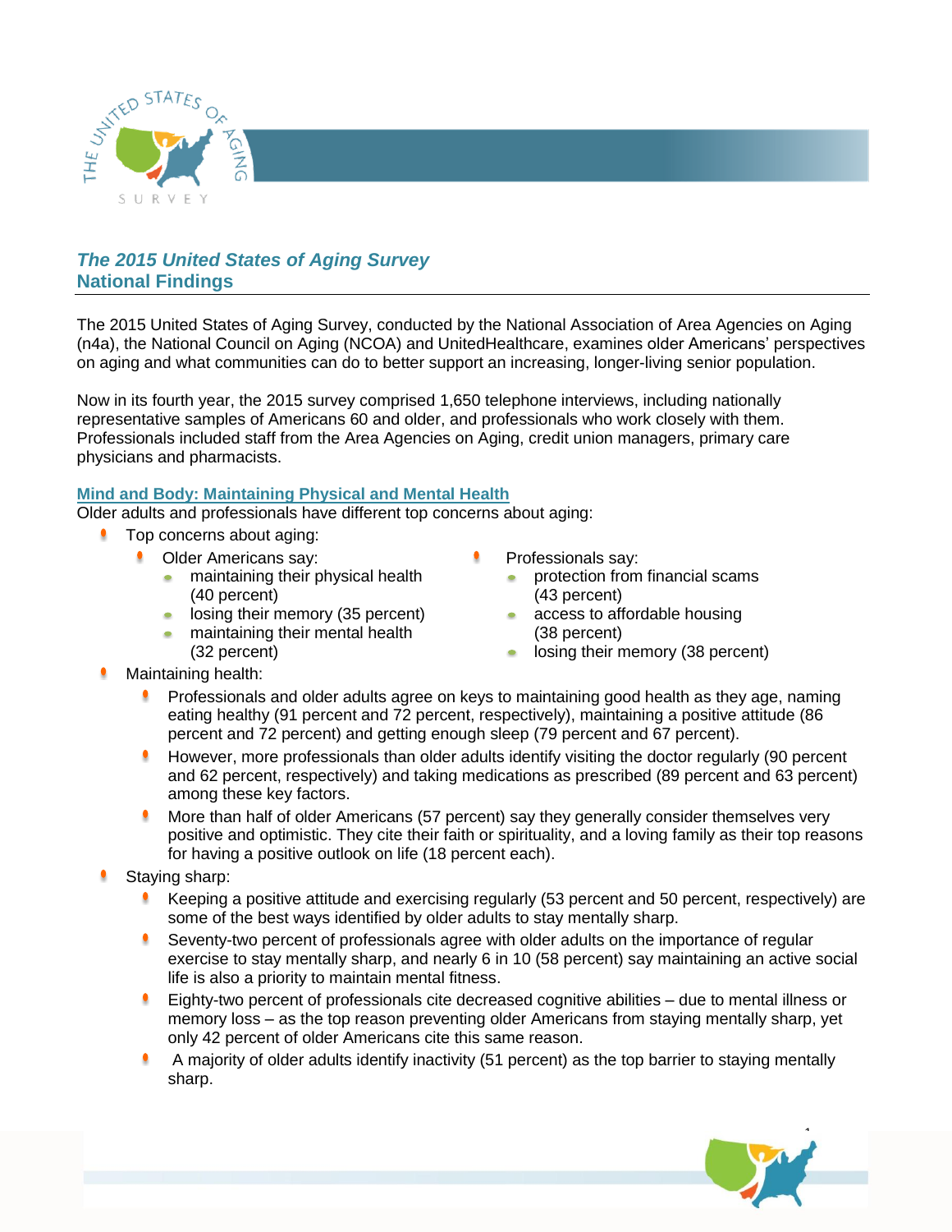## *The 2015 United States of Aging Survey*
## National Findings

The 2015 United States of Aging Survey, conducted by the National Association of Area Agencies on Aging (n4a), the National Council on Aging (NCOA) and UnitedHealthcare, examines older Americans' perspectives on aging and what communities can do to better support an increasing, longer-living senior population.

Now in its fourth year, the 2015 survey comprised 1,650 telephone interviews, including nationally representative samples of Americans 60 and older, and professionals who work closely with them. Professionals included staff from the Area Agencies on Aging, credit union managers, primary care physicians and pharmacists.

### Mind and Body: Maintaining Physical and Mental Health

Older adults and professionals have different top concerns about aging:

- Top concerns about aging:
  - Older Americans say:
    - maintaining their physical health (40 percent)
    - losing their memory (35 percent)
    - maintaining their mental health (32 percent)
  - Professionals say:
    - protection from financial scams (43 percent)
    - access to affordable housing (38 percent)
    - losing their memory (38 percent)
- Maintaining health:
  - Professionals and older adults agree on keys to maintaining good health as they age, naming eating healthy (91 percent and 72 percent, respectively), maintaining a positive attitude (86 percent and 72 percent) and getting enough sleep (79 percent and 67 percent).
  - However, more professionals than older adults identify visiting the doctor regularly (90 percent and 62 percent, respectively) and taking medications as prescribed (89 percent and 63 percent) among these key factors.
  - More than half of older Americans (57 percent) say they generally consider themselves very positive and optimistic. They cite their faith or spirituality, and a loving family as their top reasons for having a positive outlook on life (18 percent each).
- Staying sharp:
  - Keeping a positive attitude and exercising regularly (53 percent and 50 percent, respectively) are some of the best ways identified by older adults to stay mentally sharp.
  - Seventy-two percent of professionals agree with older adults on the importance of regular exercise to stay mentally sharp, and nearly 6 in 10 (58 percent) say maintaining an active social life is also a priority to maintain mental fitness.
  - Eighty-two percent of professionals cite decreased cognitive abilities – due to mental illness or memory loss – as the top reason preventing older Americans from staying mentally sharp, yet only 42 percent of older Americans cite this same reason.
  - A majority of older adults identify inactivity (51 percent) as the top barrier to staying mentally sharp.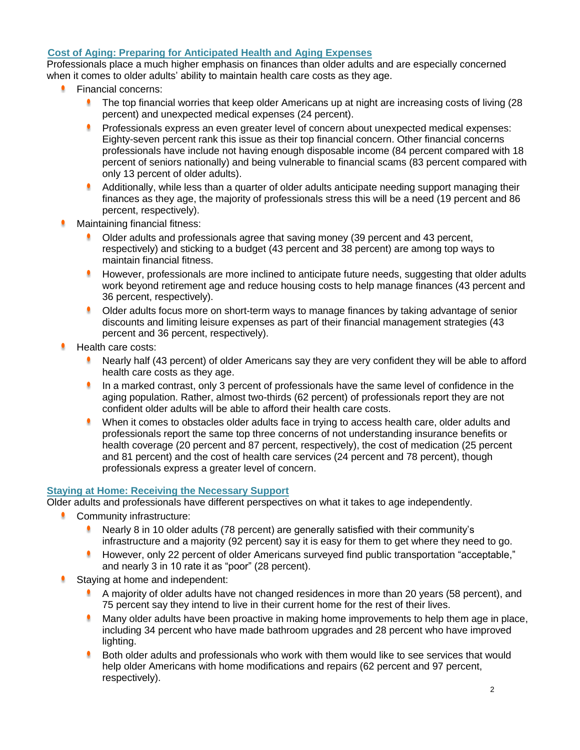## Cost of Aging: Preparing for Anticipated Health and Aging Expenses

Professionals place a much higher emphasis on finances than older adults and are especially concerned when it comes to older adults' ability to maintain health care costs as they age.

- Financial concerns:
  - The top financial worries that keep older Americans up at night are increasing costs of living (28 percent) and unexpected medical expenses (24 percent).
  - Professionals express an even greater level of concern about unexpected medical expenses: Eighty-seven percent rank this issue as their top financial concern. Other financial concerns professionals have include not having enough disposable income (84 percent compared with 18 percent of seniors nationally) and being vulnerable to financial scams (83 percent compared with only 13 percent of older adults).
  - Additionally, while less than a quarter of older adults anticipate needing support managing their finances as they age, the majority of professionals stress this will be a need (19 percent and 86 percent, respectively).
- Maintaining financial fitness:
  - Older adults and professionals agree that saving money (39 percent and 43 percent, respectively) and sticking to a budget (43 percent and 38 percent) are among top ways to maintain financial fitness.
  - However, professionals are more inclined to anticipate future needs, suggesting that older adults work beyond retirement age and reduce housing costs to help manage finances (43 percent and 36 percent, respectively).
  - Older adults focus more on short-term ways to manage finances by taking advantage of senior discounts and limiting leisure expenses as part of their financial management strategies (43 percent and 36 percent, respectively).
- Health care costs:
  - Nearly half (43 percent) of older Americans say they are very confident they will be able to afford health care costs as they age.
  - In a marked contrast, only 3 percent of professionals have the same level of confidence in the aging population. Rather, almost two-thirds (62 percent) of professionals report they are not confident older adults will be able to afford their health care costs.
  - When it comes to obstacles older adults face in trying to access health care, older adults and professionals report the same top three concerns of not understanding insurance benefits or health coverage (20 percent and 87 percent, respectively), the cost of medication (25 percent and 81 percent) and the cost of health care services (24 percent and 78 percent), though professionals express a greater level of concern.

## Staying at Home: Receiving the Necessary Support

Older adults and professionals have different perspectives on what it takes to age independently.

- Community infrastructure:
  - Nearly 8 in 10 older adults (78 percent) are generally satisfied with their community's infrastructure and a majority (92 percent) say it is easy for them to get where they need to go.
  - However, only 22 percent of older Americans surveyed find public transportation "acceptable," and nearly 3 in 10 rate it as "poor" (28 percent).
- Staying at home and independent:
  - A majority of older adults have not changed residences in more than 20 years (58 percent), and 75 percent say they intend to live in their current home for the rest of their lives.
  - Many older adults have been proactive in making home improvements to help them age in place, including 34 percent who have made bathroom upgrades and 28 percent who have improved lighting.
  - Both older adults and professionals who work with them would like to see services that would help older Americans with home modifications and repairs (62 percent and 97 percent, respectively).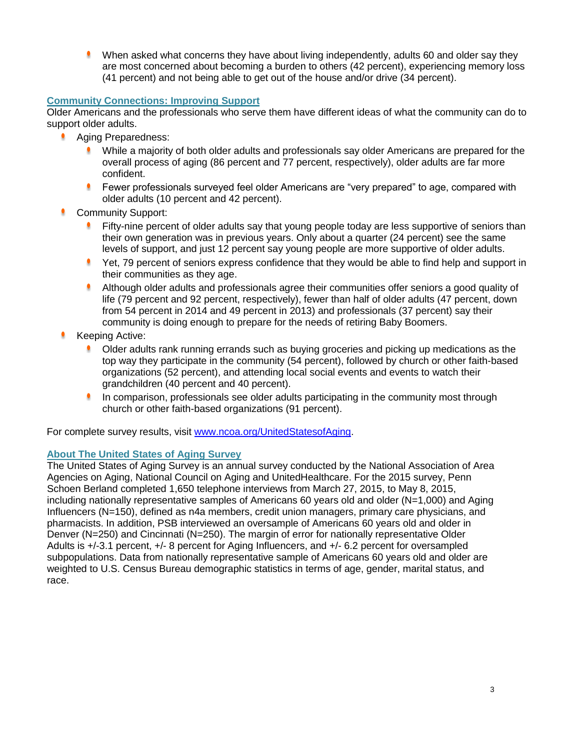- When asked what concerns they have about living independently, adults 60 and older say they are most concerned about becoming a burden to others (42 percent), experiencing memory loss (41 percent) and not being able to get out of the house and/or drive (34 percent).

## Community Connections: Improving Support

Older Americans and the professionals who serve them have different ideas of what the community can do to support older adults.

- Aging Preparedness:
  - While a majority of both older adults and professionals say older Americans are prepared for the overall process of aging (86 percent and 77 percent, respectively), older adults are far more confident.
  - Fewer professionals surveyed feel older Americans are "very prepared" to age, compared with older adults (10 percent and 42 percent).
- Community Support:
  - Fifty-nine percent of older adults say that young people today are less supportive of seniors than their own generation was in previous years. Only about a quarter (24 percent) see the same levels of support, and just 12 percent say young people are more supportive of older adults.
  - Yet, 79 percent of seniors express confidence that they would be able to find help and support in their communities as they age.
  - Although older adults and professionals agree their communities offer seniors a good quality of life (79 percent and 92 percent, respectively), fewer than half of older adults (47 percent, down from 54 percent in 2014 and 49 percent in 2013) and professionals (37 percent) say their community is doing enough to prepare for the needs of retiring Baby Boomers.
- Keeping Active:
  - Older adults rank running errands such as buying groceries and picking up medications as the top way they participate in the community (54 percent), followed by church or other faith-based organizations (52 percent), and attending local social events and events to watch their grandchildren (40 percent and 40 percent).
  - In comparison, professionals see older adults participating in the community most through church or other faith-based organizations (91 percent).

For complete survey results, visit [www.ncoa.org/UnitedStatesofAging](http://www.ncoa.org/UnitedStatesofAging).

## About The United States of Aging Survey

The United States of Aging Survey is an annual survey conducted by the National Association of Area Agencies on Aging, National Council on Aging and UnitedHealthcare. For the 2015 survey, Penn Schoen Berland completed 1,650 telephone interviews from March 27, 2015, to May 8, 2015, including nationally representative samples of Americans 60 years old and older (N=1,000) and Aging Influencers (N=150), defined as n4a members, credit union managers, primary care physicians, and pharmacists. In addition, PSB interviewed an oversample of Americans 60 years old and older in Denver (N=250) and Cincinnati (N=250). The margin of error for nationally representative Older Adults is +/-3.1 percent, +/- 8 percent for Aging Influencers, and +/- 6.2 percent for oversampled subpopulations. Data from nationally representative sample of Americans 60 years old and older are weighted to U.S. Census Bureau demographic statistics in terms of age, gender, marital status, and race.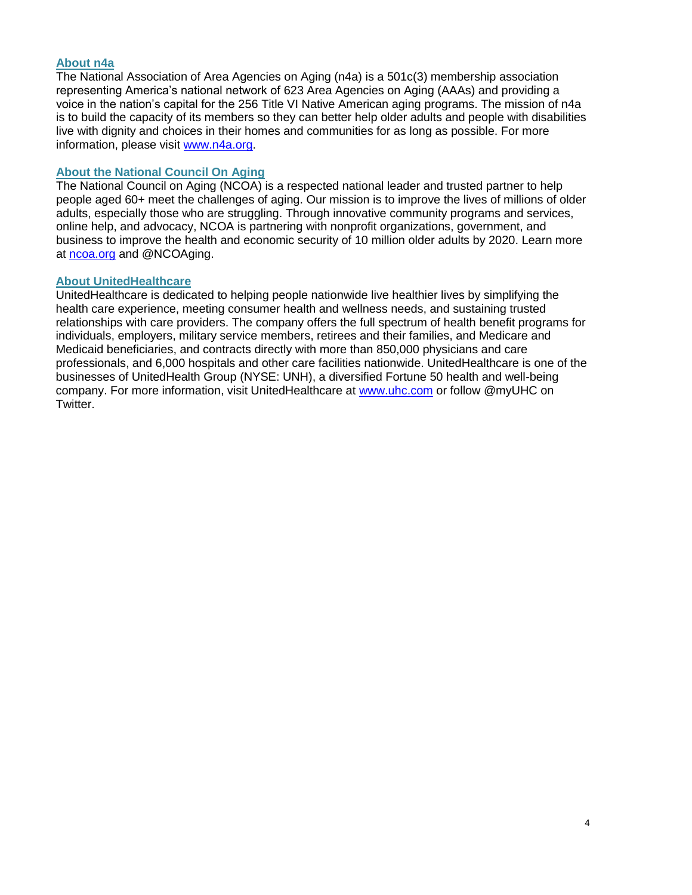### About n4a

The National Association of Area Agencies on Aging (n4a) is a 501c(3) membership association representing America's national network of 623 Area Agencies on Aging (AAAs) and providing a voice in the nation's capital for the 256 Title VI Native American aging programs. The mission of n4a is to build the capacity of its members so they can better help older adults and people with disabilities live with dignity and choices in their homes and communities for as long as possible. For more information, please visit [www.n4a.org](http://www.n4a.org).

### About the National Council On Aging

The National Council on Aging (NCOA) is a respected national leader and trusted partner to help people aged 60+ meet the challenges of aging. Our mission is to improve the lives of millions of older adults, especially those who are struggling. Through innovative community programs and services, online help, and advocacy, NCOA is partnering with nonprofit organizations, government, and business to improve the health and economic security of 10 million older adults by 2020. Learn more at [ncoa.org](http://ncoa.org) and @NCOAging.

### About UnitedHealthcare

UnitedHealthcare is dedicated to helping people nationwide live healthier lives by simplifying the health care experience, meeting consumer health and wellness needs, and sustaining trusted relationships with care providers. The company offers the full spectrum of health benefit programs for individuals, employers, military service members, retirees and their families, and Medicare and Medicaid beneficiaries, and contracts directly with more than 850,000 physicians and care professionals, and 6,000 hospitals and other care facilities nationwide. UnitedHealthcare is one of the businesses of UnitedHealth Group (NYSE: UNH), a diversified Fortune 50 health and well-being company. For more information, visit UnitedHealthcare at [www.uhc.com](http://www.uhc.com) or follow @myUHC on Twitter.